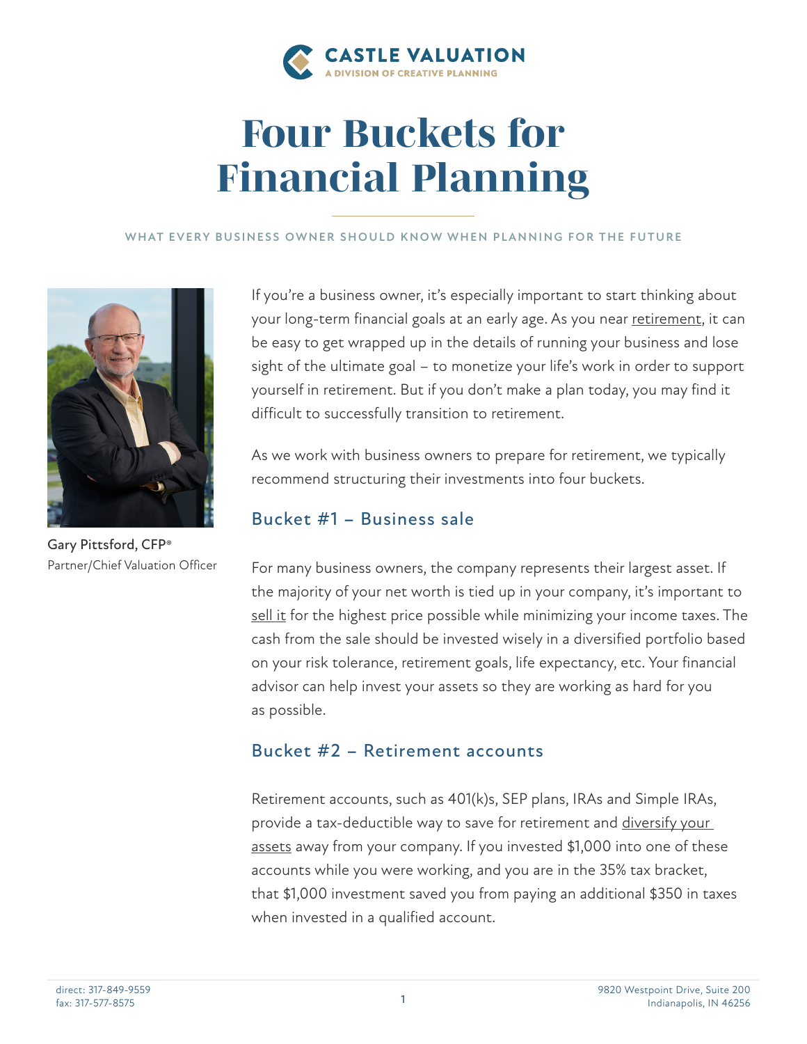CASTLE VALUATION
A DIVISION OF CREATIVE PLANNING

# Four Buckets for Financial Planning

WHAT EVERY BUSINESS OWNER SHOULD KNOW WHEN PLANNING FOR THE FUTURE

**Gary Pittsford, CFP®**
Partner/Chief Valuation Officer

If you're a business owner, it's especially important to start thinking about your long-term financial goals at an early age. As you near retirement, it can be easy to get wrapped up in the details of running your business and lose sight of the ultimate goal – to monetize your life's work in order to support yourself in retirement. But if you don't make a plan today, you may find it difficult to successfully transition to retirement.

As we work with business owners to prepare for retirement, we typically recommend structuring their investments into four buckets.

## Bucket #1 – Business sale

For many business owners, the company represents their largest asset. If the majority of your net worth is tied up in your company, it's important to sell it for the highest price possible while minimizing your income taxes. The cash from the sale should be invested wisely in a diversified portfolio based on your risk tolerance, retirement goals, life expectancy, etc. Your financial advisor can help invest your assets so they are working as hard for you as possible.

## Bucket #2 – Retirement accounts

Retirement accounts, such as 401(k)s, SEP plans, IRAs and Simple IRAs, provide a tax-deductible way to save for retirement and diversify your assets away from your company. If you invested $1,000 into one of these accounts while you were working, and you are in the 35% tax bracket, that $1,000 investment saved you from paying an additional $350 in taxes when invested in a qualified account.

direct: 317-849-9559
fax: 317-577-8575

9820 Westpoint Drive, Suite 200
Indianapolis, IN 46256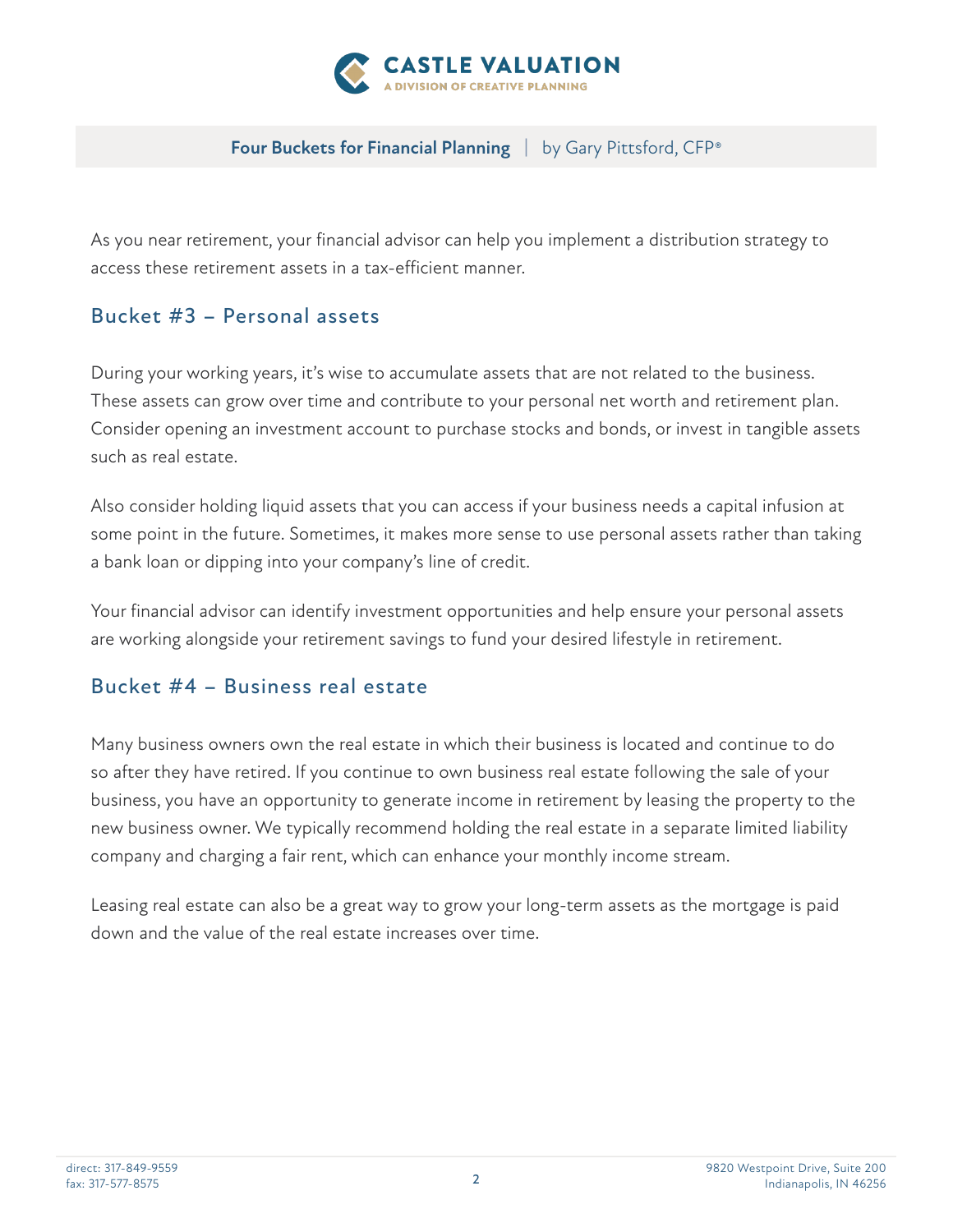As you near retirement, your financial advisor can help you implement a distribution strategy to access these retirement assets in a tax-efficient manner.

## Bucket #3 – Personal assets

During your working years, it's wise to accumulate assets that are not related to the business. These assets can grow over time and contribute to your personal net worth and retirement plan. Consider opening an investment account to purchase stocks and bonds, or invest in tangible assets such as real estate.

Also consider holding liquid assets that you can access if your business needs a capital infusion at some point in the future. Sometimes, it makes more sense to use personal assets rather than taking a bank loan or dipping into your company's line of credit.

Your financial advisor can identify investment opportunities and help ensure your personal assets are working alongside your retirement savings to fund your desired lifestyle in retirement.

## Bucket #4 – Business real estate

Many business owners own the real estate in which their business is located and continue to do so after they have retired. If you continue to own business real estate following the sale of your business, you have an opportunity to generate income in retirement by leasing the property to the new business owner. We typically recommend holding the real estate in a separate limited liability company and charging a fair rent, which can enhance your monthly income stream.

Leasing real estate can also be a great way to grow your long-term assets as the mortgage is paid down and the value of the real estate increases over time.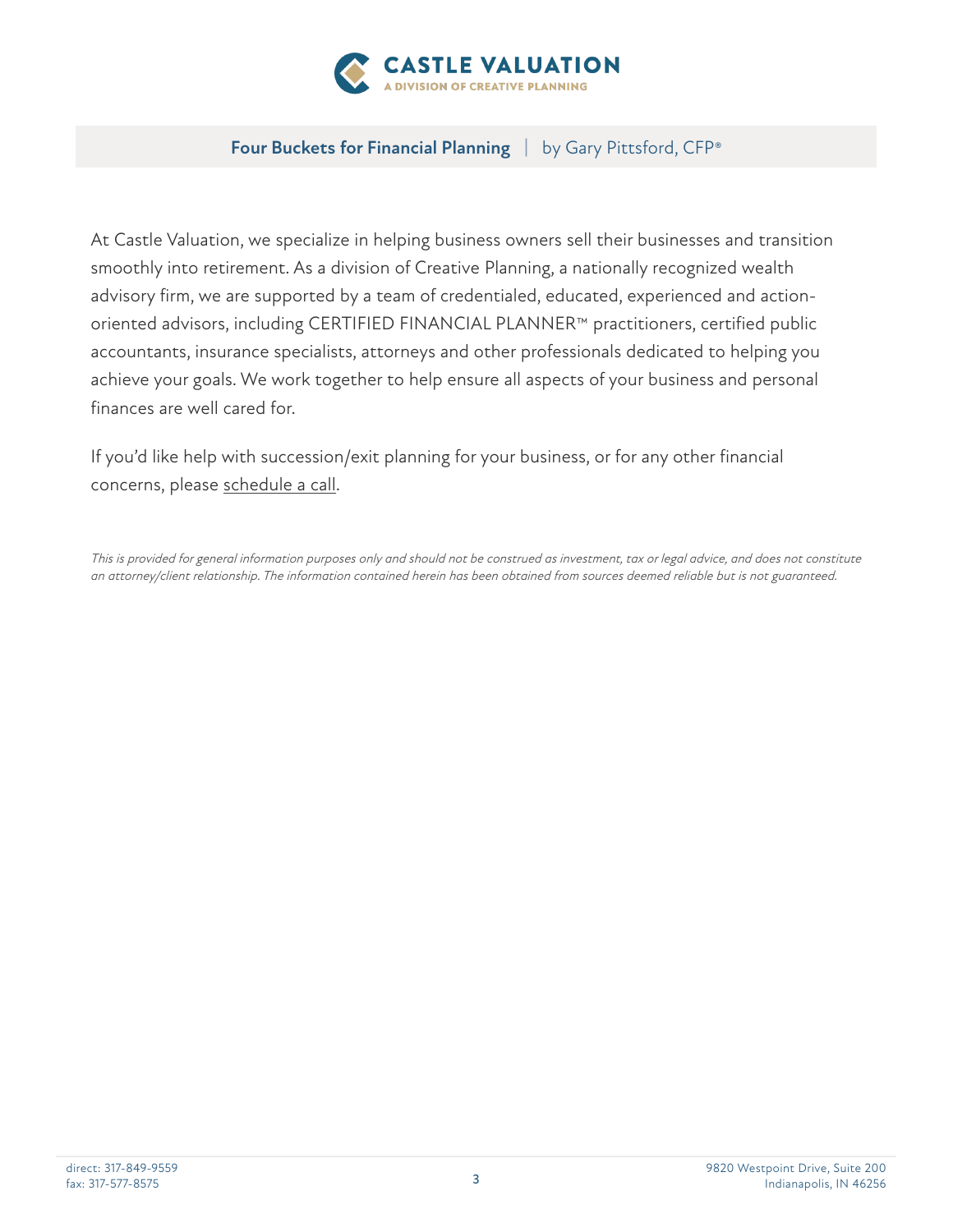At Castle Valuation, we specialize in helping business owners sell their businesses and transition smoothly into retirement. As a division of Creative Planning, a nationally recognized wealth advisory firm, we are supported by a team of credentialed, educated, experienced and action-oriented advisors, including CERTIFIED FINANCIAL PLANNER™ practitioners, certified public accountants, insurance specialists, attorneys and other professionals dedicated to helping you achieve your goals. We work together to help ensure all aspects of your business and personal finances are well cared for.

If you'd like help with succession/exit planning for your business, or for any other financial concerns, please schedule a call.

*This is provided for general information purposes only and should not be construed as investment, tax or legal advice, and does not constitute an attorney/client relationship. The information contained herein has been obtained from sources deemed reliable but is not guaranteed.*